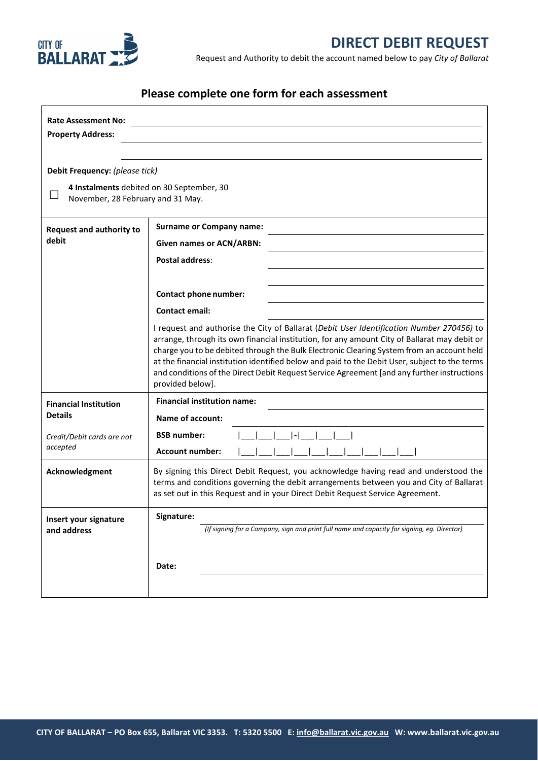CITY OF BALLARAT

# DIRECT DEBIT REQUEST

Request and Authority to debit the account named below to pay *City of Ballarat*

## Please complete one form for each assessment

**Rate Assessment No:** \_\_\_\_\_\_\_\_\_\_\_\_\_\_\_\_\_\_\_\_\_\_\_\_\_\_\_\_\_\_\_\_\_\_\_\_\_\_\_\_

**Property Address:** \_\_\_\_\_\_\_\_\_\_\_\_\_\_\_\_\_\_\_\_\_\_\_\_\_\_\_\_\_\_\_\_\_\_\_\_\_\_\_\_

\_\_\_\_\_\_\_\_\_\_\_\_\_\_\_\_\_\_\_\_\_\_\_\_\_\_\_\_\_\_\_\_\_\_\_\_\_\_\_\_

**Debit Frequency:** *(please tick)*

☐ **4 Instalments** debited on 30 September, 30 November, 28 February and 31 May.

| | |
|---|---|
| **Request and authority to debit** | **Surname or Company name:** \_\_\_\_\_\_\_\_\_\_\_\_\_\_\_\_\_\_\_\_<br>**Given names or ACN/ARBN:** \_\_\_\_\_\_\_\_\_\_\_\_\_\_\_\_\_\_\_\_<br>**Postal address:** \_\_\_\_\_\_\_\_\_\_\_\_\_\_\_\_\_\_\_\_<br>\_\_\_\_\_\_\_\_\_\_\_\_\_\_\_\_\_\_\_\_<br>**Contact phone number:** \_\_\_\_\_\_\_\_\_\_\_\_\_\_\_\_\_\_\_\_<br>**Contact email:** \_\_\_\_\_\_\_\_\_\_\_\_\_\_\_\_\_\_\_\_<br><br>I request and authorise the City of Ballarat (*Debit User Identification Number 270456)* to arrange, through its own financial institution, for any amount City of Ballarat may debit or charge you to be debited through the Bulk Electronic Clearing System from an account held at the financial institution identified below and paid to the Debit User, subject to the terms and conditions of the Direct Debit Request Service Agreement [and any further instructions provided below]. |
| **Financial Institution Details**<br><br>*Credit/Debit cards are not accepted* | **Financial institution name:** \_\_\_\_\_\_\_\_\_\_\_\_\_\_\_\_\_\_\_\_<br>**Name of account:** \_\_\_\_\_\_\_\_\_\_\_\_\_\_\_\_\_\_\_\_<br>**BSB number:** \|\_\_\_\|\_\_\_\|\_\_\_\|-\|\_\_\_\|\_\_\_\|\_\_\_\|<br>**Account number:** \|\_\_\_\|\_\_\_\|\_\_\_\|\_\_\_\|\_\_\_\|\_\_\_\|\_\_\_\|\_\_\_\|\_\_\_\|\_\_\_\| |
| **Acknowledgment** | By signing this Direct Debit Request, you acknowledge having read and understood the terms and conditions governing the debit arrangements between you and City of Ballarat as set out in this Request and in your Direct Debit Request Service Agreement. |
| **Insert your signature and address** | **Signature:** \_\_\_\_\_\_\_\_\_\_\_\_\_\_\_\_\_\_\_\_<br>*(If signing for a Company, sign and print full name and capacity for signing, eg. Director)*<br><br>**Date:** \_\_\_\_\_\_\_\_\_\_\_\_\_\_\_\_\_\_\_\_ |

CITY OF BALLARAT – PO Box 655, Ballarat VIC 3353. T: 5320 5500 E: info@ballarat.vic.gov.au W: www.ballarat.vic.gov.au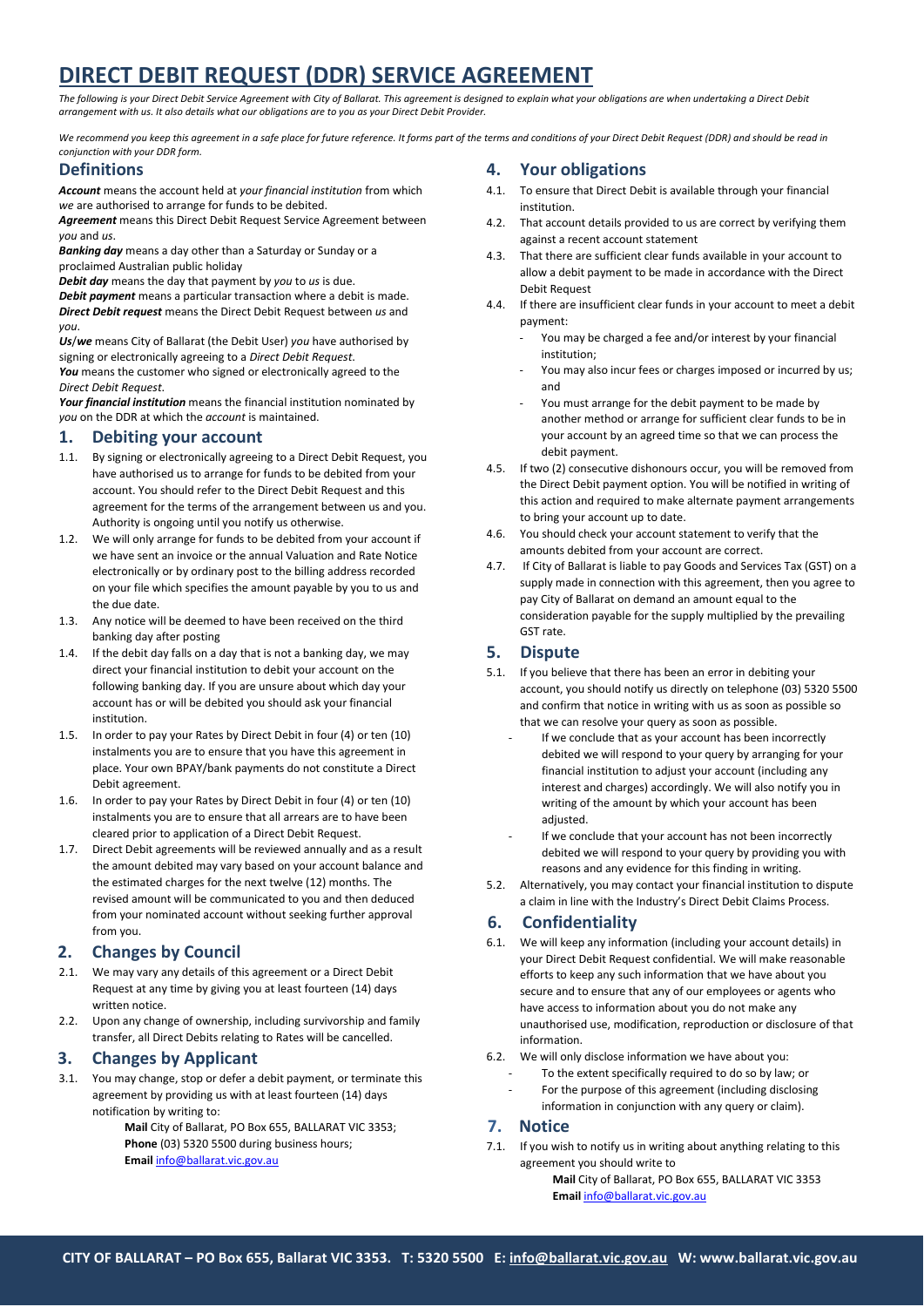# DIRECT DEBIT REQUEST (DDR) SERVICE AGREEMENT

*The following is your Direct Debit Service Agreement with City of Ballarat. This agreement is designed to explain what your obligations are when undertaking a Direct Debit arrangement with us. It also details what our obligations are to you as your Direct Debit Provider.*

*We recommend you keep this agreement in a safe place for future reference. It forms part of the terms and conditions of your Direct Debit Request (DDR) and should be read in conjunction with your DDR form.*

## Definitions

***Account*** means the account held at *your financial institution* from which *we* are authorised to arrange for funds to be debited.

***Agreement*** means this Direct Debit Request Service Agreement between *you* and *us*.

***Banking day*** means a day other than a Saturday or Sunday or a proclaimed Australian public holiday

***Debit day*** means the day that payment by *you* to *us* is due.

***Debit payment*** means a particular transaction where a debit is made.

***Direct Debit request*** means the Direct Debit Request between *us* and *you*.

***Us*/*we*** means City of Ballarat (the Debit User) *you* have authorised by signing or electronically agreeing to a *Direct Debit Request*.

***You*** means the customer who signed or electronically agreed to the *Direct Debit Request*.

***Your financial institution*** means the financial institution nominated by *you* on the DDR at which the *account* is maintained.

## 1. Debiting your account

1.1. By signing or electronically agreeing to a Direct Debit Request, you have authorised us to arrange for funds to be debited from your account. You should refer to the Direct Debit Request and this agreement for the terms of the arrangement between us and you. Authority is ongoing until you notify us otherwise.

1.2. We will only arrange for funds to be debited from your account if we have sent an invoice or the annual Valuation and Rate Notice electronically or by ordinary post to the billing address recorded on your file which specifies the amount payable by you to us and the due date.

1.3. Any notice will be deemed to have been received on the third banking day after posting

1.4. If the debit day falls on a day that is not a banking day, we may direct your financial institution to debit your account on the following banking day. If you are unsure about which day your account has or will be debited you should ask your financial institution.

1.5. In order to pay your Rates by Direct Debit in four (4) or ten (10) instalments you are to ensure that you have this agreement in place. Your own BPAY/bank payments do not constitute a Direct Debit agreement.

1.6. In order to pay your Rates by Direct Debit in four (4) or ten (10) instalments you are to ensure that all arrears are to have been cleared prior to application of a Direct Debit Request.

1.7. Direct Debit agreements will be reviewed annually and as a result the amount debited may vary based on your account balance and the estimated charges for the next twelve (12) months. The revised amount will be communicated to you and then deducted from your nominated account without seeking further approval from you.

## 2. Changes by Council

2.1. We may vary any details of this agreement or a Direct Debit Request at any time by giving you at least fourteen (14) days written notice.

2.2. Upon any change of ownership, including survivorship and family transfer, all Direct Debits relating to Rates will be cancelled.

## 3. Changes by Applicant

3.1. You may change, stop or defer a debit payment, or terminate this agreement by providing us with at least fourteen (14) days notification by writing to:

**Mail** City of Ballarat, PO Box 655, BALLARAT VIC 3353;
**Phone** (03) 5320 5500 during business hours;
**Email** info@ballarat.vic.gov.au

## 4. Your obligations

4.1. To ensure that Direct Debit is available through your financial institution.

4.2. That account details provided to us are correct by verifying them against a recent account statement

4.3. That there are sufficient clear funds available in your account to allow a debit payment to be made in accordance with the Direct Debit Request

4.4. If there are insufficient clear funds in your account to meet a debit payment:

- You may be charged a fee and/or interest by your financial institution;
- You may also incur fees or charges imposed or incurred by us; and
- You must arrange for the debit payment to be made by another method or arrange for sufficient clear funds to be in your account by an agreed time so that we can process the debit payment.

4.5. If two (2) consecutive dishonours occur, you will be removed from the Direct Debit payment option. You will be notified in writing of this action and required to make alternate payment arrangements to bring your account up to date.

4.6. You should check your account statement to verify that the amounts debited from your account are correct.

4.7. If City of Ballarat is liable to pay Goods and Services Tax (GST) on a supply made in connection with this agreement, then you agree to pay City of Ballarat on demand an amount equal to the consideration payable for the supply multiplied by the prevailing GST rate.

## 5. Dispute

5.1. If you believe that there has been an error in debiting your account, you should notify us directly on telephone (03) 5320 5500 and confirm that notice in writing with us as soon as possible so that we can resolve your query as soon as possible.

- If we conclude that as your account has been incorrectly debited we will respond to your query by arranging for your financial institution to adjust your account (including any interest and charges) accordingly. We will also notify you in writing of the amount by which your account has been adjusted.
- If we conclude that your account has not been incorrectly debited we will respond to your query by providing you with reasons and any evidence for this finding in writing.

5.2. Alternatively, you may contact your financial institution to dispute a claim in line with the Industry's Direct Debit Claims Process.

## 6. Confidentiality

6.1. We will keep any information (including your account details) in your Direct Debit Request confidential. We will make reasonable efforts to keep any such information that we have about you secure and to ensure that any of our employees or agents who have access to information about you do not make any unauthorised use, modification, reproduction or disclosure of that information.

6.2. We will only disclose information we have about you:

- To the extent specifically required to do so by law; or
- For the purpose of this agreement (including disclosing information in conjunction with any query or claim).

## 7. Notice

7.1. If you wish to notify us in writing about anything relating to this agreement you should write to

**Mail** City of Ballarat, PO Box 655, BALLARAT VIC 3353
**Email** info@ballarat.vic.gov.au

**CITY OF BALLARAT – PO Box 655, Ballarat VIC 3353. T: 5320 5500 E: info@ballarat.vic.gov.au W: www.ballarat.vic.gov.au**